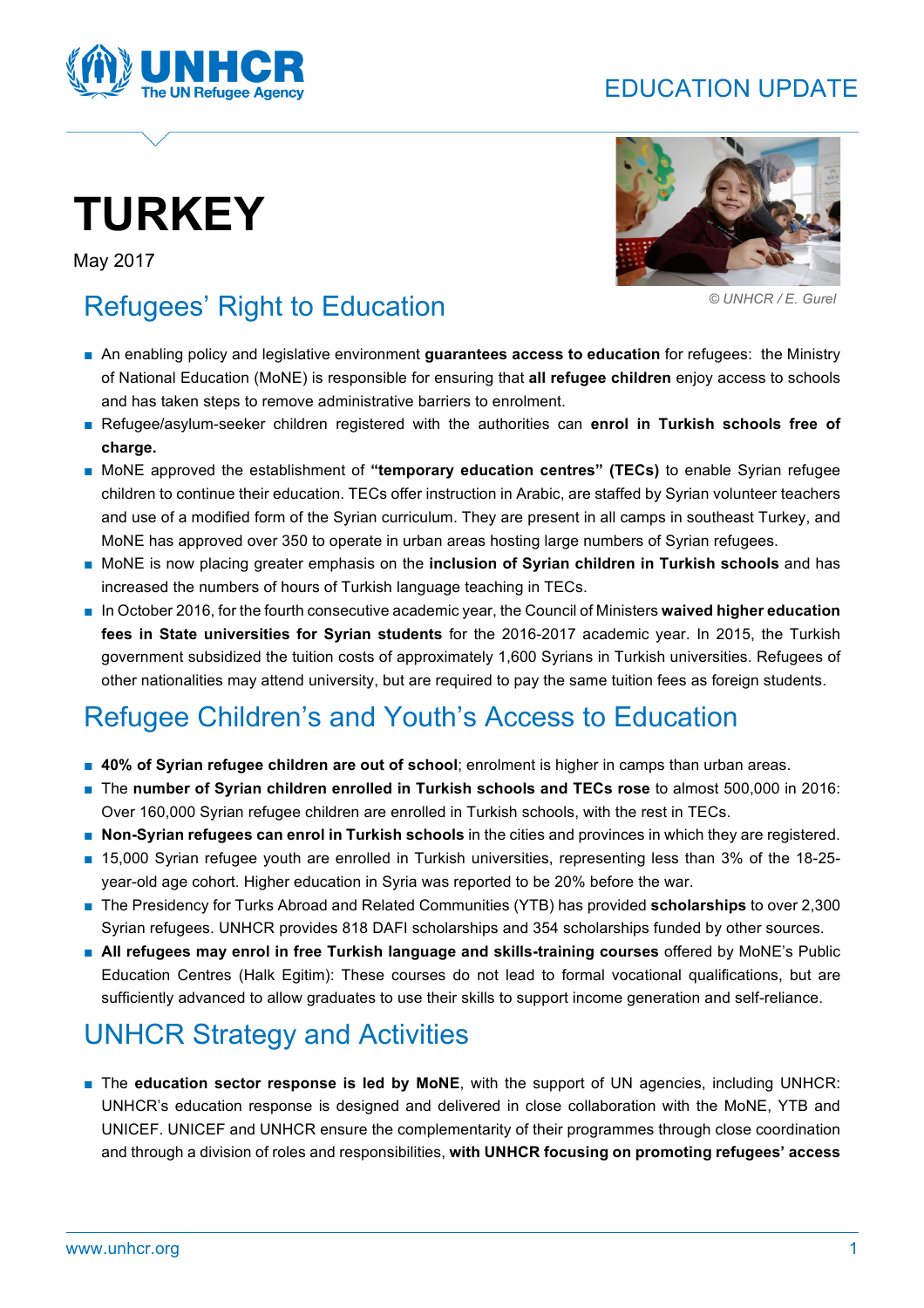EDUCATION UPDATE

# TURKEY

May 2017

© UNHCR / E. Gurel

## Refugees' Right to Education

- An enabling policy and legislative environment **guarantees access to education** for refugees: the Ministry of National Education (MoNE) is responsible for ensuring that **all refugee children** enjoy access to schools and has taken steps to remove administrative barriers to enrolment.
- Refugee/asylum-seeker children registered with the authorities can **enrol in Turkish schools free of charge.**
- MoNE approved the establishment of **"temporary education centres" (TECs)** to enable Syrian refugee children to continue their education. TECs offer instruction in Arabic, are staffed by Syrian volunteer teachers and use of a modified form of the Syrian curriculum. They are present in all camps in southeast Turkey, and MoNE has approved over 350 to operate in urban areas hosting large numbers of Syrian refugees.
- MoNE is now placing greater emphasis on the **inclusion of Syrian children in Turkish schools** and has increased the numbers of hours of Turkish language teaching in TECs.
- In October 2016, for the fourth consecutive academic year, the Council of Ministers **waived higher education fees in State universities for Syrian students** for the 2016-2017 academic year. In 2015, the Turkish government subsidized the tuition costs of approximately 1,600 Syrians in Turkish universities. Refugees of other nationalities may attend university, but are required to pay the same tuition fees as foreign students.

## Refugee Children's and Youth's Access to Education

- **40% of Syrian refugee children are out of school**; enrolment is higher in camps than urban areas.
- The **number of Syrian children enrolled in Turkish schools and TECs rose** to almost 500,000 in 2016: Over 160,000 Syrian refugee children are enrolled in Turkish schools, with the rest in TECs.
- **Non-Syrian refugees can enrol in Turkish schools** in the cities and provinces in which they are registered.
- 15,000 Syrian refugee youth are enrolled in Turkish universities, representing less than 3% of the 18-25-year-old age cohort. Higher education in Syria was reported to be 20% before the war.
- The Presidency for Turks Abroad and Related Communities (YTB) has provided **scholarships** to over 2,300 Syrian refugees. UNHCR provides 818 DAFI scholarships and 354 scholarships funded by other sources.
- **All refugees may enrol in free Turkish language and skills-training courses** offered by MoNE's Public Education Centres (Halk Egitim): These courses do not lead to formal vocational qualifications, but are sufficiently advanced to allow graduates to use their skills to support income generation and self-reliance.

## UNHCR Strategy and Activities

- The **education sector response is led by MoNE**, with the support of UN agencies, including UNHCR: UNHCR's education response is designed and delivered in close collaboration with the MoNE, YTB and UNICEF. UNICEF and UNHCR ensure the complementarity of their programmes through close coordination and through a division of roles and responsibilities, **with UNHCR focusing on promoting refugees' access**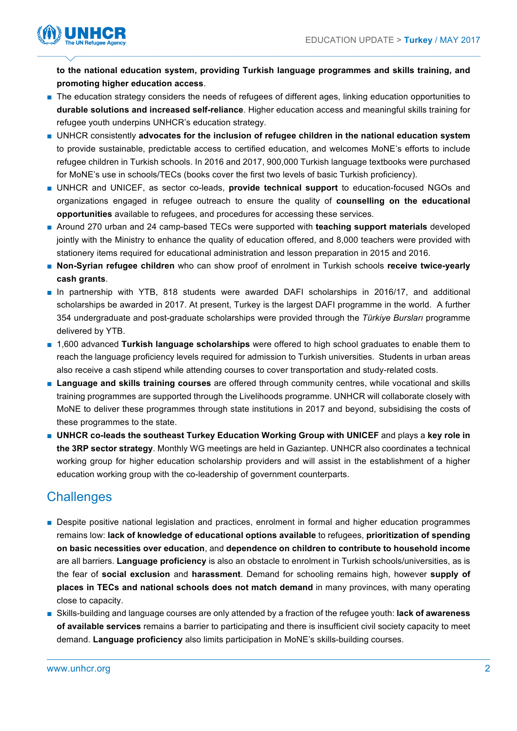**to the national education system, providing Turkish language programmes and skills training, and promoting higher education access**.

- The education strategy considers the needs of refugees of different ages, linking education opportunities to **durable solutions and increased self-reliance**. Higher education access and meaningful skills training for refugee youth underpins UNHCR's education strategy.
- UNHCR consistently **advocates for the inclusion of refugee children in the national education system** to provide sustainable, predictable access to certified education, and welcomes MoNE's efforts to include refugee children in Turkish schools. In 2016 and 2017, 900,000 Turkish language textbooks were purchased for MoNE's use in schools/TECs (books cover the first two levels of basic Turkish proficiency).
- UNHCR and UNICEF, as sector co-leads, **provide technical support** to education-focused NGOs and organizations engaged in refugee outreach to ensure the quality of **counselling on the educational opportunities** available to refugees, and procedures for accessing these services.
- Around 270 urban and 24 camp-based TECs were supported with **teaching support materials** developed jointly with the Ministry to enhance the quality of education offered, and 8,000 teachers were provided with stationery items required for educational administration and lesson preparation in 2015 and 2016.
- **Non-Syrian refugee children** who can show proof of enrolment in Turkish schools **receive twice-yearly cash grants**.
- In partnership with YTB, 818 students were awarded DAFI scholarships in 2016/17, and additional scholarships be awarded in 2017. At present, Turkey is the largest DAFI programme in the world. A further 354 undergraduate and post-graduate scholarships were provided through the *Türkiye Bursları* programme delivered by YTB.
- 1,600 advanced **Turkish language scholarships** were offered to high school graduates to enable them to reach the language proficiency levels required for admission to Turkish universities. Students in urban areas also receive a cash stipend while attending courses to cover transportation and study-related costs.
- **Language and skills training courses** are offered through community centres, while vocational and skills training programmes are supported through the Livelihoods programme. UNHCR will collaborate closely with MoNE to deliver these programmes through state institutions in 2017 and beyond, subsidising the costs of these programmes to the state.
- **UNHCR co-leads the southeast Turkey Education Working Group with UNICEF** and plays a **key role in the 3RP sector strategy**. Monthly WG meetings are held in Gaziantep. UNHCR also coordinates a technical working group for higher education scholarship providers and will assist in the establishment of a higher education working group with the co-leadership of government counterparts.

## Challenges

- Despite positive national legislation and practices, enrolment in formal and higher education programmes remains low: **lack of knowledge of educational options available** to refugees, **prioritization of spending on basic necessities over education**, and **dependence on children to contribute to household income** are all barriers. **Language proficiency** is also an obstacle to enrolment in Turkish schools/universities, as is the fear of **social exclusion** and **harassment**. Demand for schooling remains high, however **supply of places in TECs and national schools does not match demand** in many provinces, with many operating close to capacity.
- Skills-building and language courses are only attended by a fraction of the refugee youth: **lack of awareness of available services** remains a barrier to participating and there is insufficient civil society capacity to meet demand. **Language proficiency** also limits participation in MoNE's skills-building courses.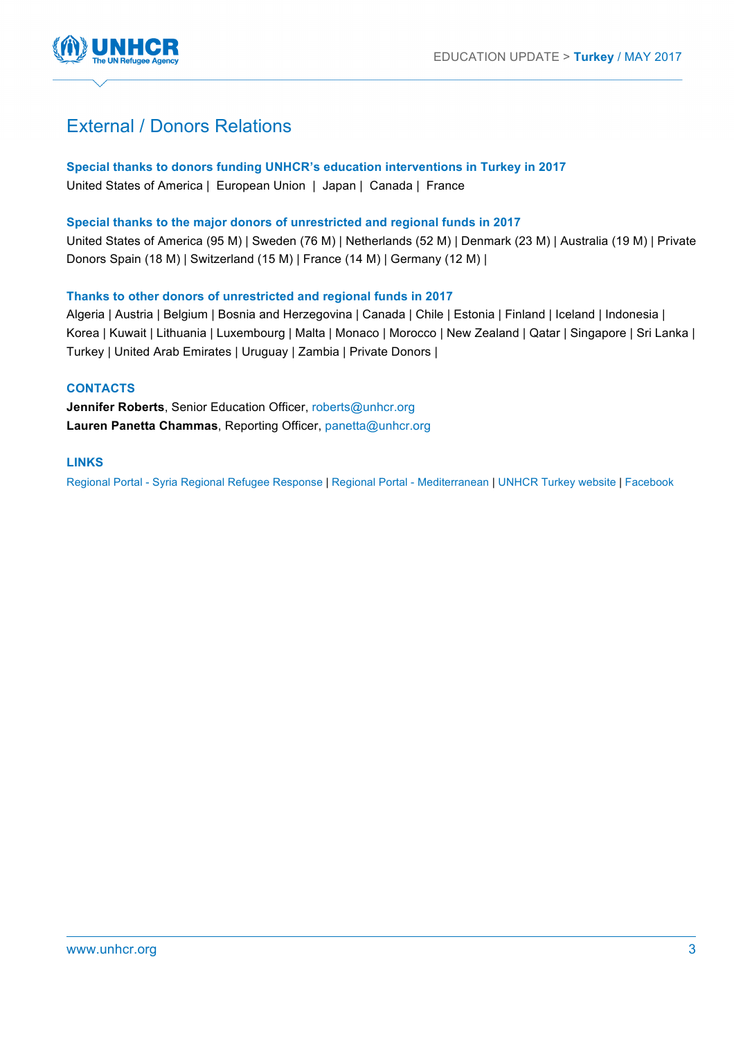## External / Donors Relations

**Special thanks to donors funding UNHCR's education interventions in Turkey in 2017**

United States of America | European Union | Japan | Canada | France

**Special thanks to the major donors of unrestricted and regional funds in 2017**

United States of America (95 M) | Sweden (76 M) | Netherlands (52 M) | Denmark (23 M) | Australia (19 M) | Private Donors Spain (18 M) | Switzerland (15 M) | France (14 M) | Germany (12 M) |

**Thanks to other donors of unrestricted and regional funds in 2017**

Algeria | Austria | Belgium | Bosnia and Herzegovina | Canada | Chile | Estonia | Finland | Iceland | Indonesia | Korea | Kuwait | Lithuania | Luxembourg | Malta | Monaco | Morocco | New Zealand | Qatar | Singapore | Sri Lanka | Turkey | United Arab Emirates | Uruguay | Zambia | Private Donors |

**CONTACTS**

**Jennifer Roberts**, Senior Education Officer, roberts@unhcr.org
**Lauren Panetta Chammas**, Reporting Officer, panetta@unhcr.org

**LINKS**

Regional Portal - Syria Regional Refugee Response | Regional Portal - Mediterranean | UNHCR Turkey website | Facebook